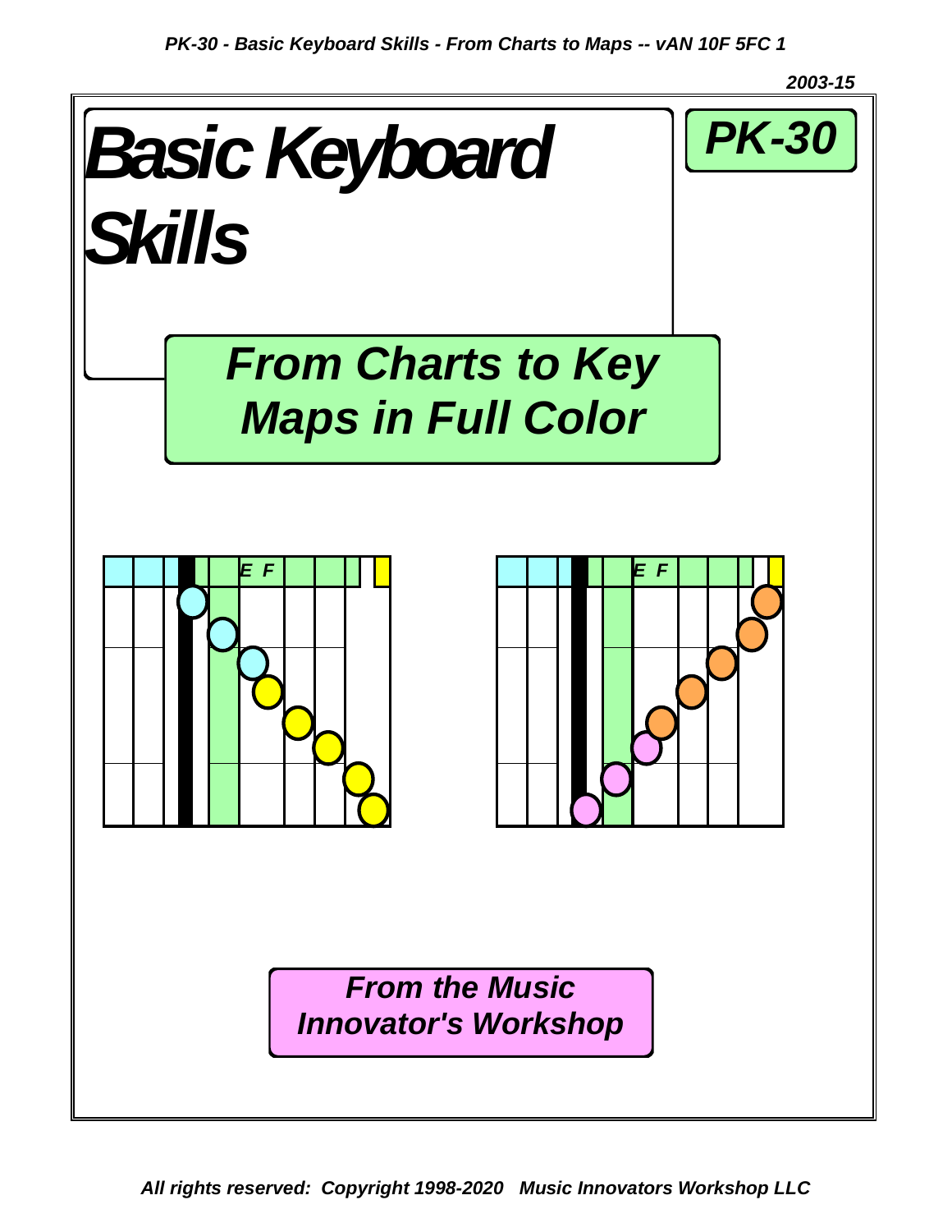# Basic Keyboard Skills

**PK-30**

## *From Charts to Key Maps in Full Color*

*From the Music Innovator's Workshop*

*2003-15*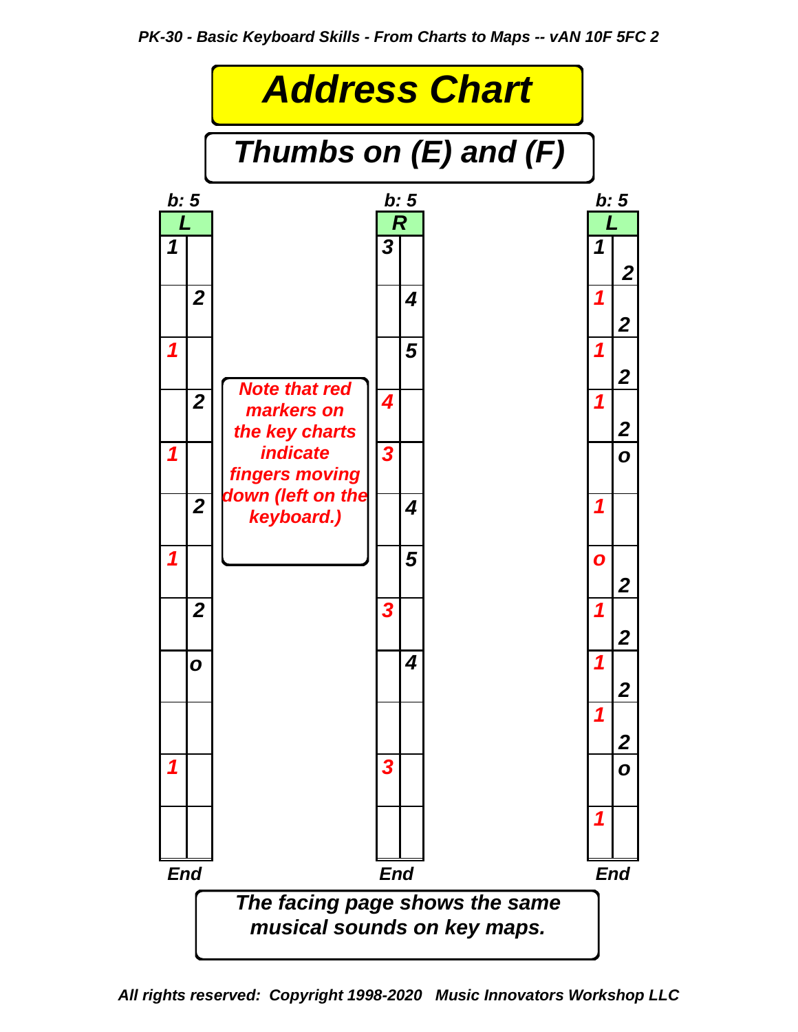# Address Chart

## Thumbs on (E) and (F)

**Chart 1** — b: 5

| L | |
|---|---|
| 1 | |
| | 2 |
| 1 | |
| | 2 |
| 1 | |
| | 2 |
| 1 | |
| | 2 |
| | o |
| | |
| 1 | |
| | |

End

**Chart 2** — b: 5

| R | |
|---|---|
| 3 | |
| | 4 |
| | 5 |
| 4 | |
| 3 | |
| | 4 |
| | 5 |
| 3 | |
| | 4 |
| | |
| 3 | |
| | |

End

**Chart 3** — b: 5

| L | |
|---|---|
| 1 | 2 |
| 1 | 2 |
| 1 | 2 |
| 1 | 2 |
| | o |
| 1 | |
| o | 2 |
| 1 | 2 |
| 1 | 2 |
| 1 | 2 |
| | o |
| 1 | |

End

*Note that red markers on the key charts indicate fingers moving down (left on the keyboard.)*

*The facing page shows the same musical sounds on key maps.*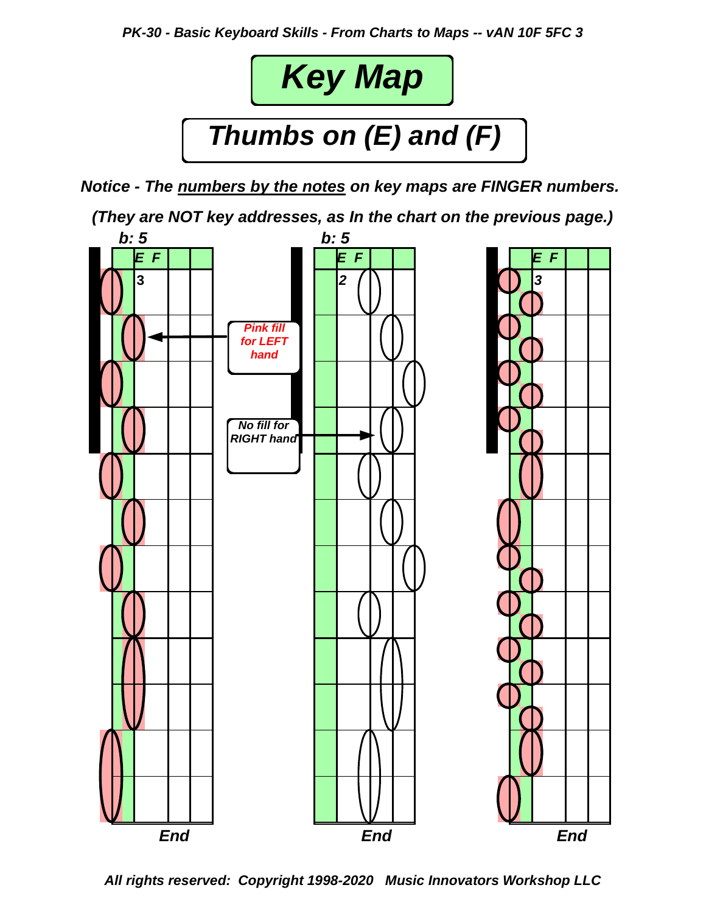# Key Map

## Thumbs on (E) and (F)

***Notice - The numbers by the notes on key maps are FINGER numbers.***

***(They are NOT key addresses, as In the chart on the previous page.)***

*b: 5*

E F

3

Pink fill for LEFT hand

End

*b: 5*

E F

2

No fill for RIGHT hand

End

E F

3

3

End

*All rights reserved: Copyright 1998-2020 Music Innovators Workshop LLC*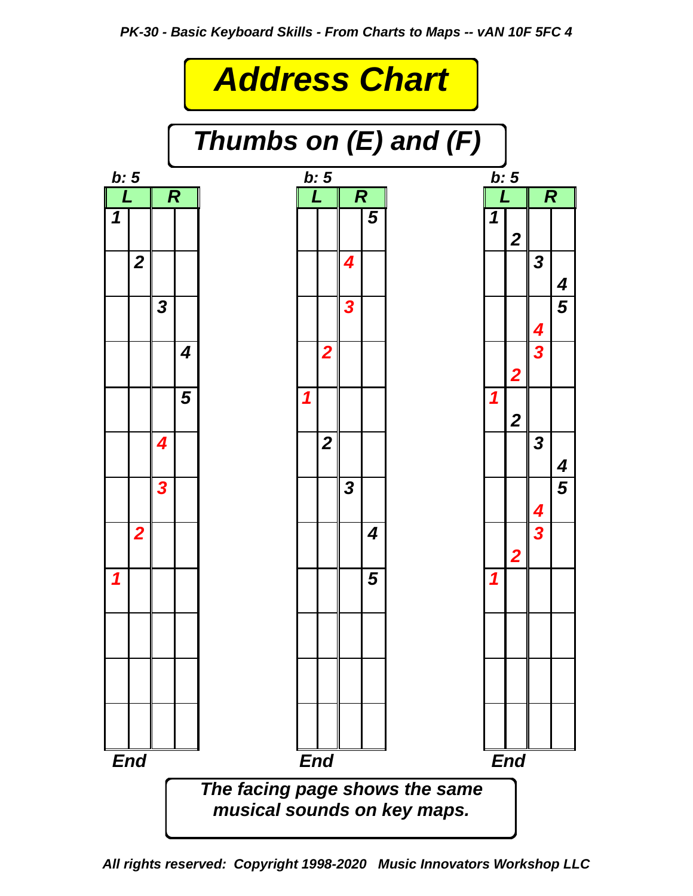# Address Chart

## Thumbs on (E) and (F)

b: 5

| L | | R | |
|---|---|---|---|
| 1 | | | |
| | 2 | | |
| | | 3 | |
| | | | 4 |
| | | | 5 |
| | | 4 | |
| | | 3 | |
| | 2 | | |
| 1 | | | |
| | | | |
| | | | |
| | | | |

End

b: 5

| L | | R | |
|---|---|---|---|
| | | | 5 |
| | | 4 | |
| | | 3 | |
| | 2 | | |
| 1 | | | |
| | 2 | | |
| | | 3 | |
| | | | 4 |
| | | | 5 |
| | | | |
| | | | |
| | | | |

End

b: 5

| L | | R | |
|---|---|---|---|
| 1 | 2 | | |
| | | 3 | 4 |
| | | 4 | 5 |
| | 2 | 3 | |
| 1 | 2 | | |
| | | 3 | 4 |
| | | 4 | 5 |
| | 2 | 3 | |
| 1 | | | |
| | | | |
| | | | |
| | | | |

End

The facing page shows the same musical sounds on key maps.

All rights reserved: Copyright 1998-2020 Music Innovators Workshop LLC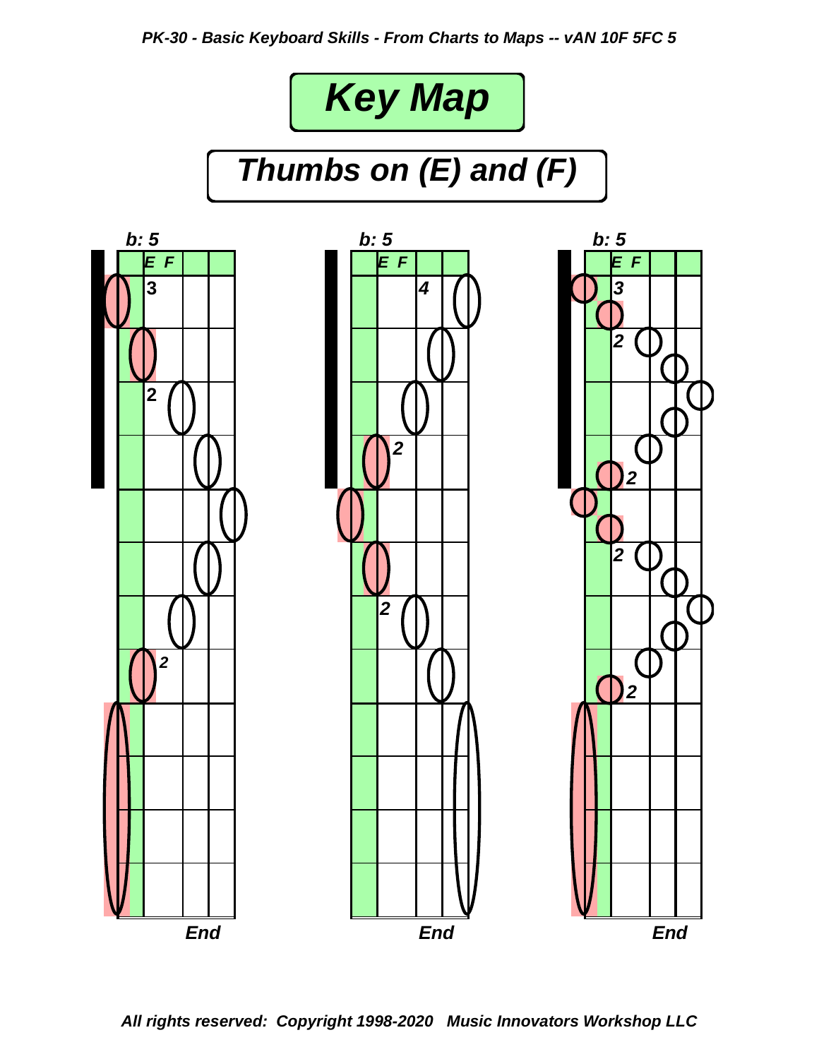# Key Map

## Thumbs on (E) and (F)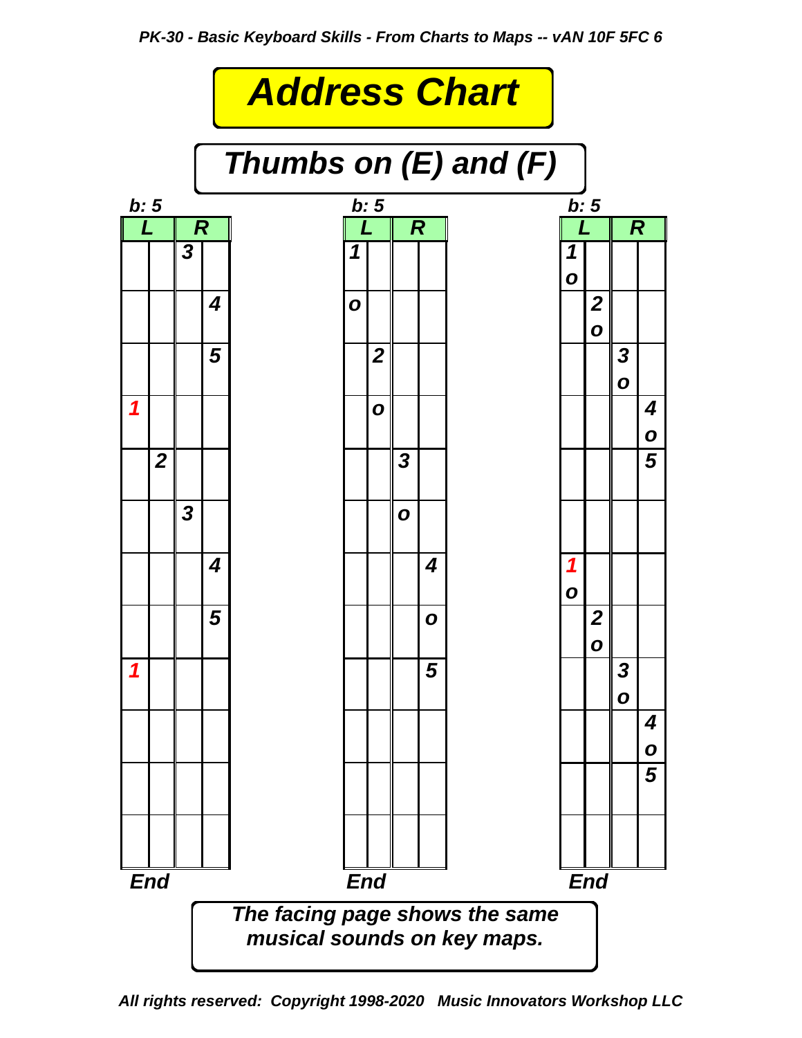# Address Chart

## Thumbs on (E) and (F)

b: 5

| L | | R | |
|---|---|---|---|
| | | 3 | |
| | | | 4 |
| | | | 5 |
| 1 | | | |
| | 2 | | |
| | | 3 | |
| | | | 4 |
| | | | 5 |
| 1 | | | |
| | | | |
| | | | |
| | | | |

End

b: 5

| L | | R | |
|---|---|---|---|
| 1 | | | |
| o | | | |
| | 2 | | |
| | o | | |
| | | 3 | |
| | | o | |
| | | | 4 |
| | | | o |
| | | | 5 |
| | | | |
| | | | |
| | | | |

End

b: 5

| L | | R | |
|---|---|---|---|
| 1 o | | | |
| | 2 o | | |
| | | 3 o | |
| | | | 4 o |
| | | | 5 |
| | | | |
| 1 o | | | |
| | 2 o | | |
| | | 3 o | |
| | | | 4 o |
| | | | 5 |
| | | | |

End

The facing page shows the same musical sounds on key maps.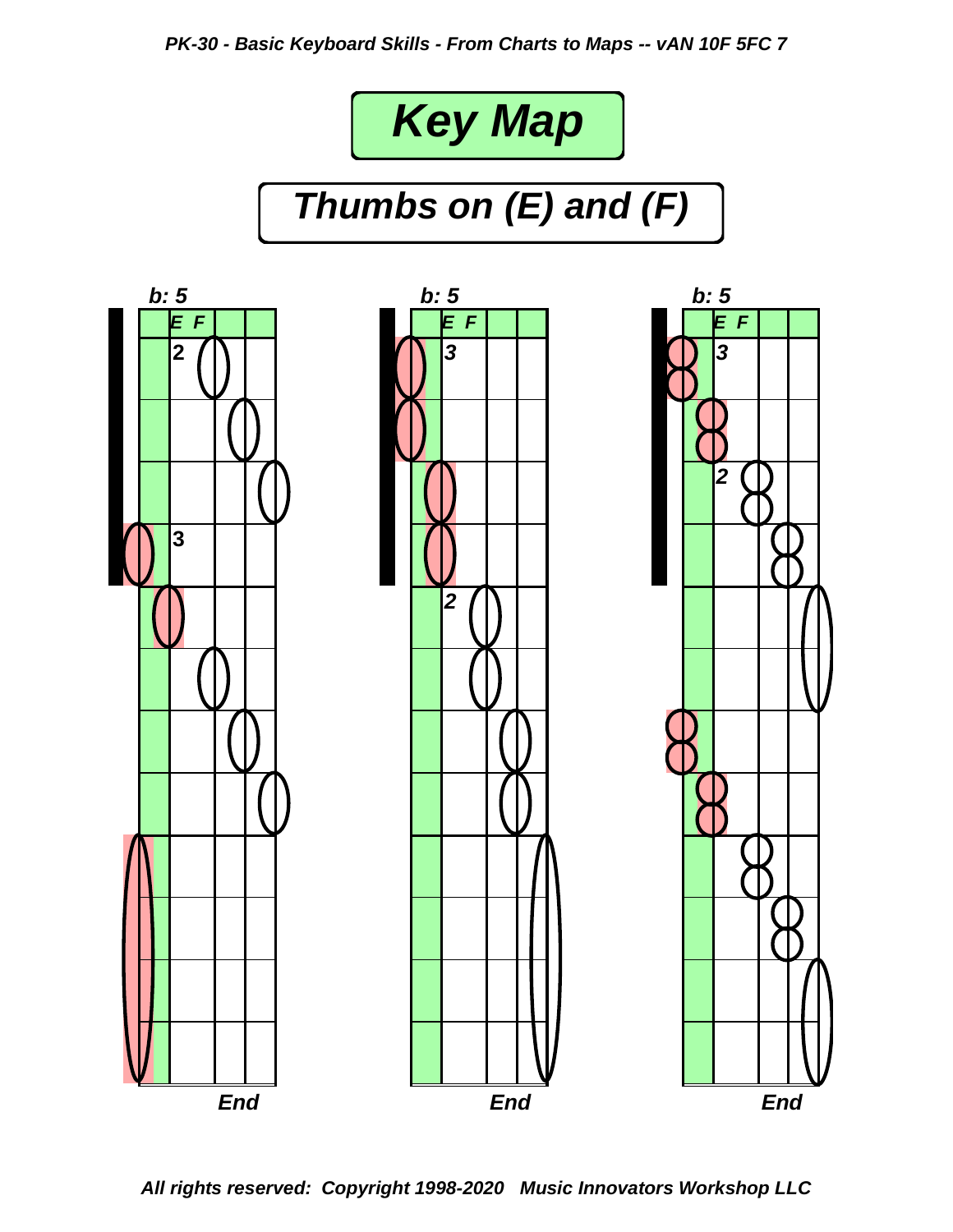# Key Map

## Thumbs on (E) and (F)

b: 5

E F

2

3

End

b: 5

E F

3

2

End

b: 5

E F

3

2

End

All rights reserved: Copyright 1998-2020 Music Innovators Workshop LLC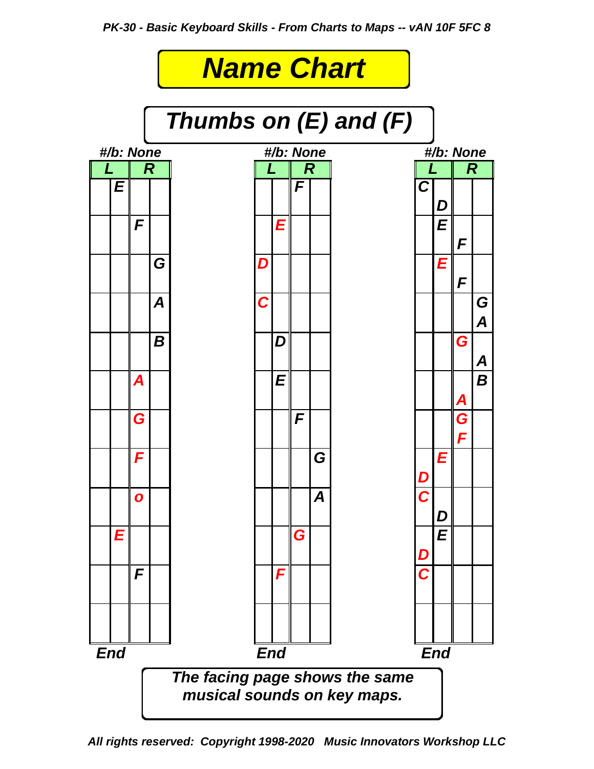# Name Chart

## Thumbs on (E) and (F)

**#/b: None**

| L | | R | |
|---|---|---|---|
| | E | | |
| | | F | |
| | | | G |
| | | | A |
| | | | B |
| | | A | |
| | | G | |
| | | F | |
| | | o | |
| | E | | |
| | | F | |
| | | | |

**End**

**#/b: None**

| L | | R | |
|---|---|---|---|
| | | F | |
| | E | | |
| D | | | |
| C | | | |
| | D | | |
| | E | | |
| | | F | |
| | | | G |
| | | | A |
| | | G | |
| | F | | |
| | | | |

**End**

**#/b: None**

| L | | R | |
|---|---|---|---|
| C | D | | |
| | E | F | |
| | E | F | |
| | | | G A |
| | | G | A |
| | | A | B |
| | | G F | |
| D | E | | |
| C | D | | |
| D | E | | |
| C | | | |
| | | | |

**End**

*The facing page shows the same musical sounds on key maps.*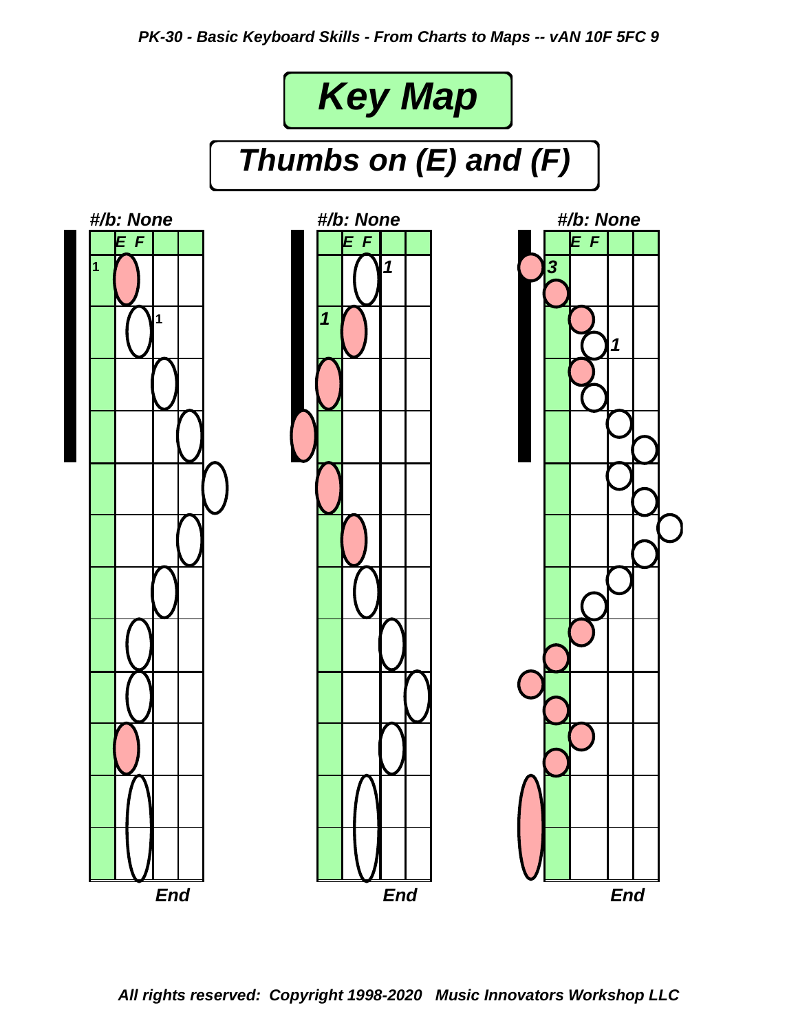# Key Map

## Thumbs on (E) and (F)

#/b: None

E F

1

1

End

#/b: None

E F

1

1

End

#/b: None

E F

3

1

End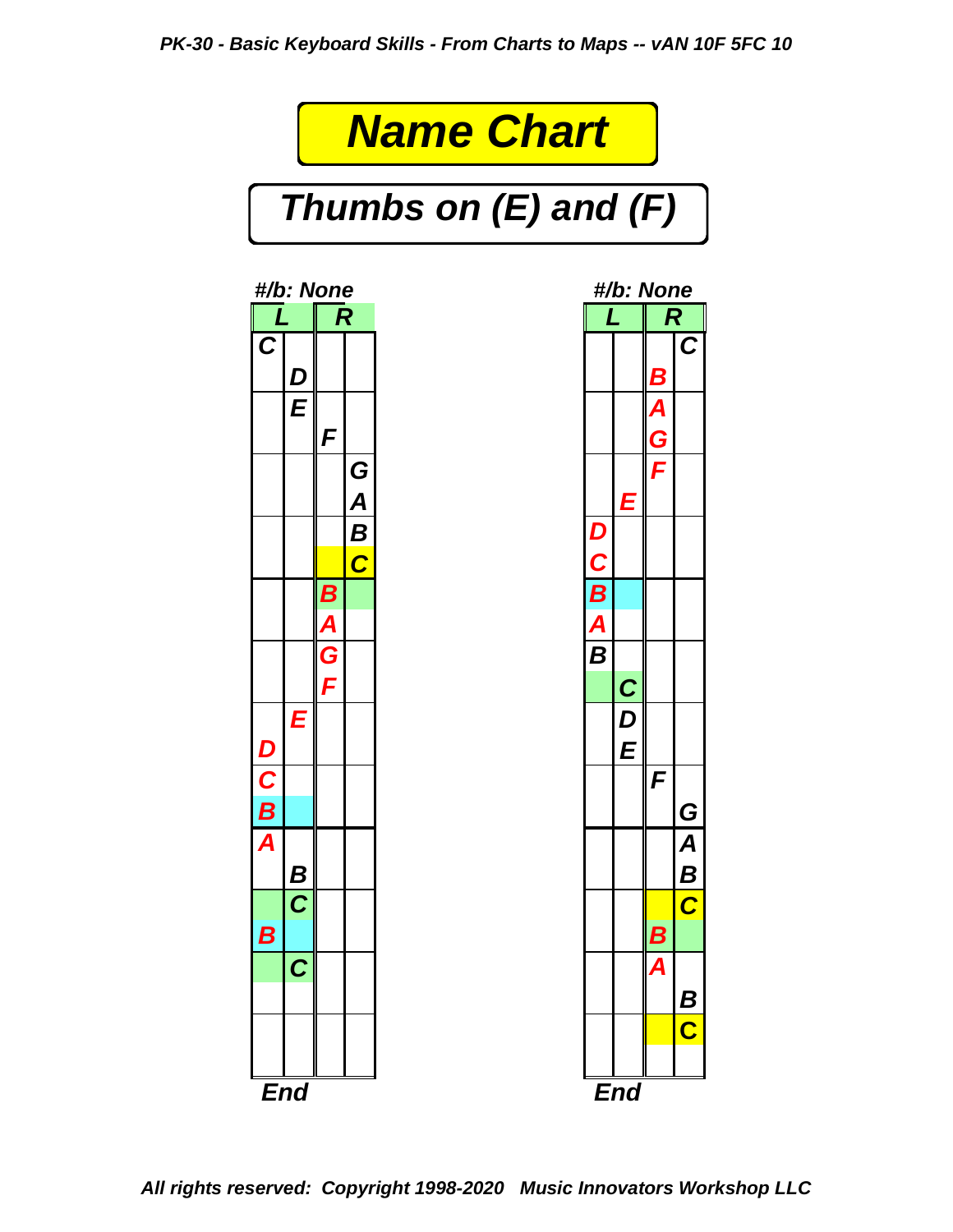# Name Chart

## Thumbs on (E) and (F)

#/b: None

| L | | R | |
|---|---|---|---|
| C | | | |
| | D | | |
| | E | | |
| | | F | |
| | | | G |
| | | | A |
| | | | B |
| | | | C |
| | | B | |
| | | A | |
| | | G | |
| | | F | |
| | E | | |
| D | | | |
| C | | | |
| B | | | |
| A | | | |
| | B | | |
| | C | | |
| B | | | |
| | C | | |

End

#/b: None

| L | | R | |
|---|---|---|---|
| | | | C |
| | | B | |
| | | A | |
| | | G | |
| | | F | |
| | E | | |
| D | | | |
| C | | | |
| B | | | |
| A | | | |
| B | | | |
| | C | | |
| | D | | |
| | E | | |
| | | F | |
| | | | G |
| | | | A |
| | | | B |
| | | | C |
| | | B | |
| | | A | |
| | | | B |
| | | | C |

End

All rights reserved: Copyright 1998-2020 Music Innovators Workshop LLC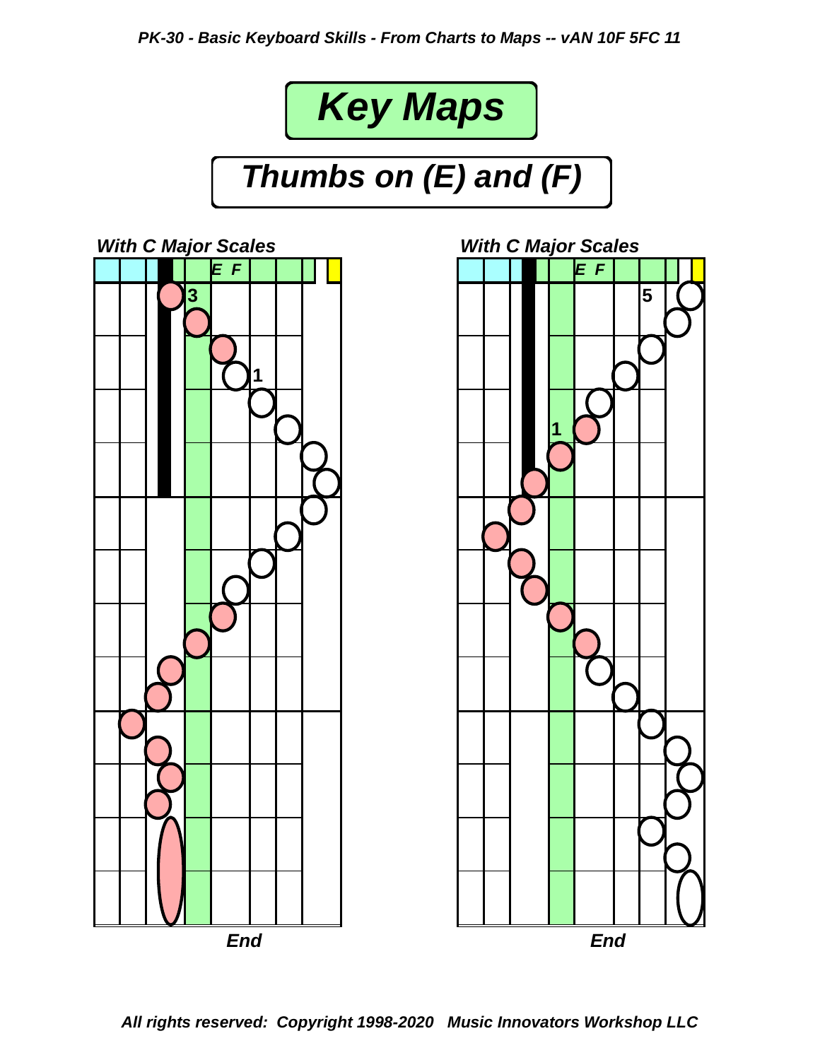# Key Maps

## Thumbs on (E) and (F)

*With C Major Scales*

E F

3

1

*End*

*With C Major Scales*

E F

5

1

*End*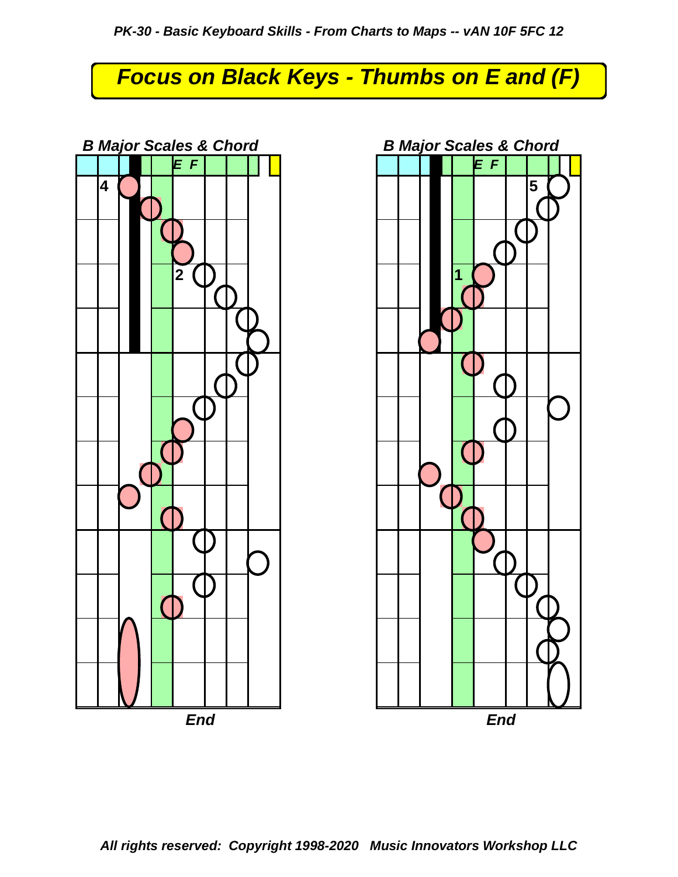# Focus on Black Keys - Thumbs on E and (F)

## B Major Scales & Chord

E F

4

2

End

## B Major Scales & Chord

E F

5

1

End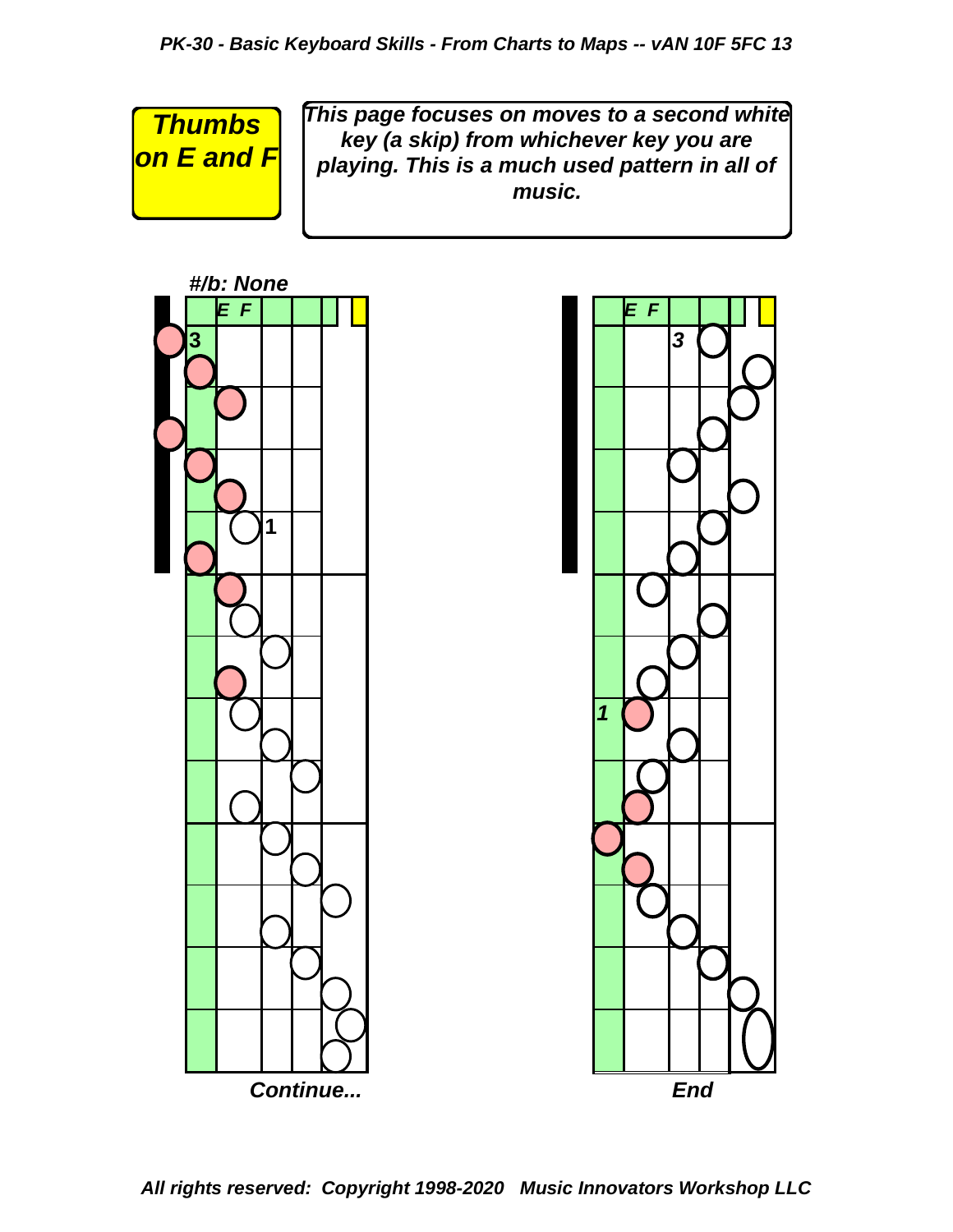**Thumbs on E and F**

*This page focuses on moves to a second white key (a skip) from whichever key you are playing. This is a much used pattern in all of music.*

*#/b: None*

E F

3

1

*Continue...*

E F

3

1

*End*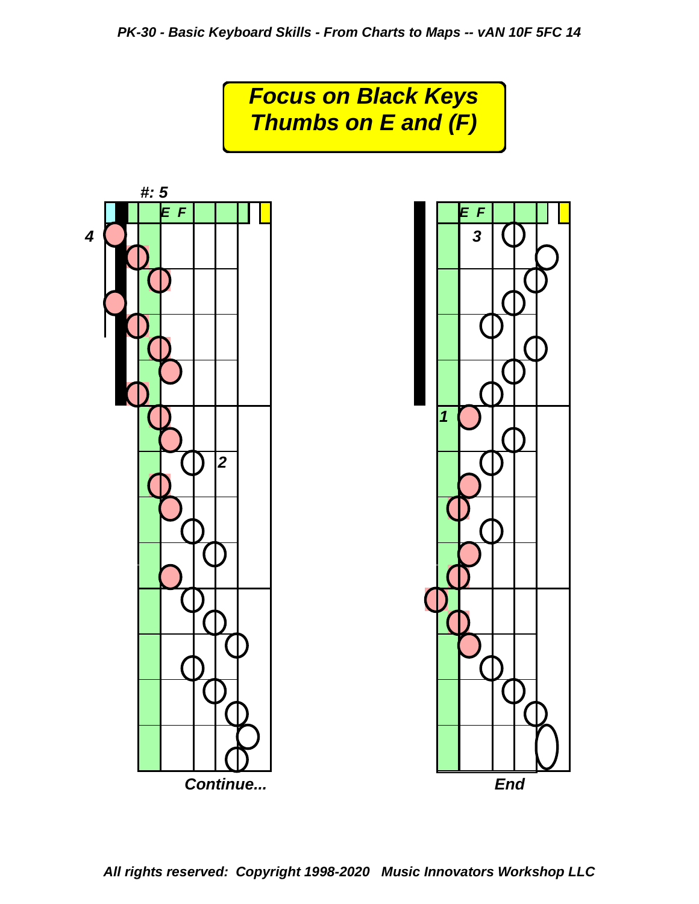# Focus on Black Keys
# Thumbs on E and (F)

#: 5

E F

4

2

Continue...

E F

3

1

End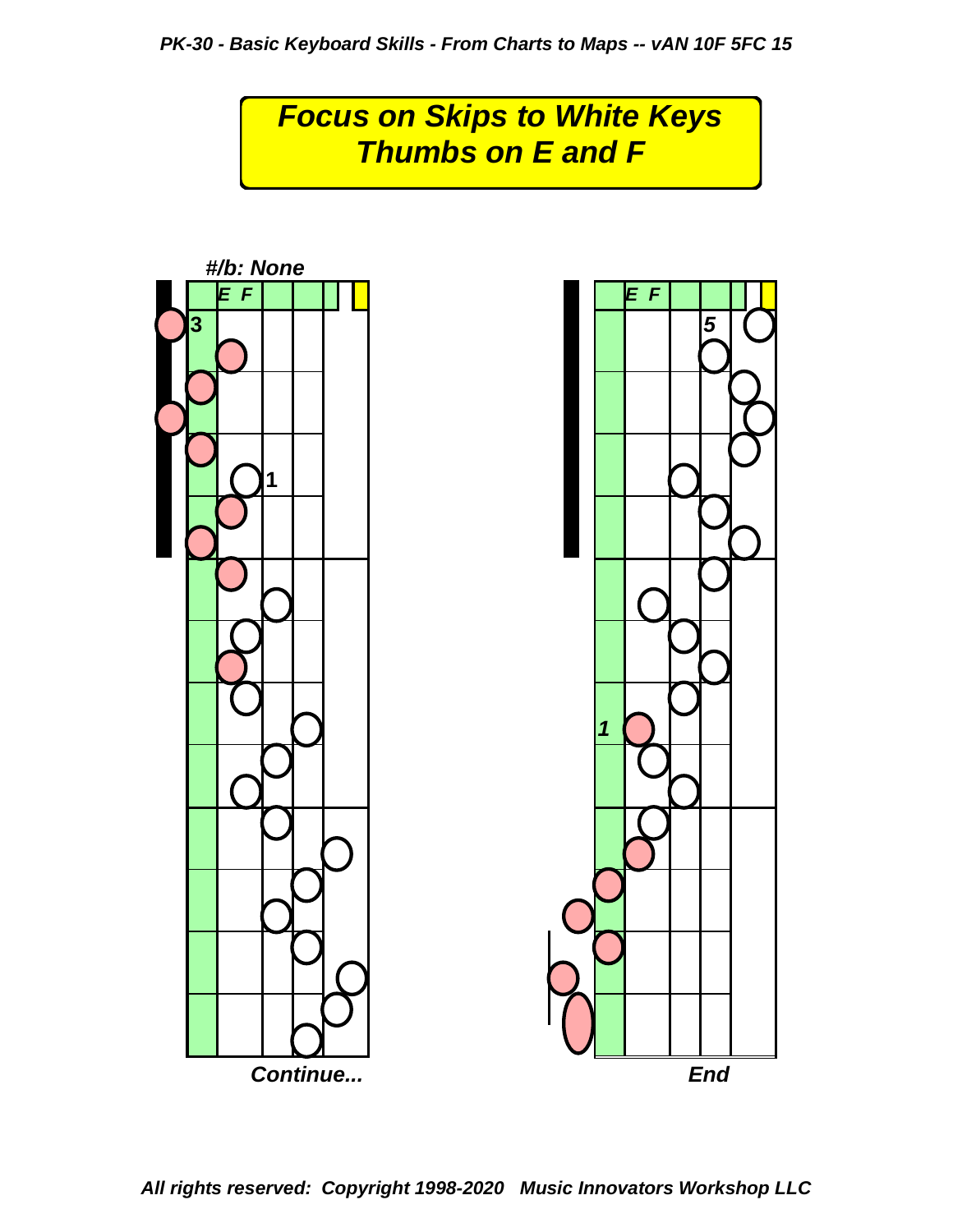# Focus on Skips to White Keys
## Thumbs on E and F

#/b: None

E F

3

1

Continue...

E F

5

1

End

All rights reserved: Copyright 1998-2020 Music Innovators Workshop LLC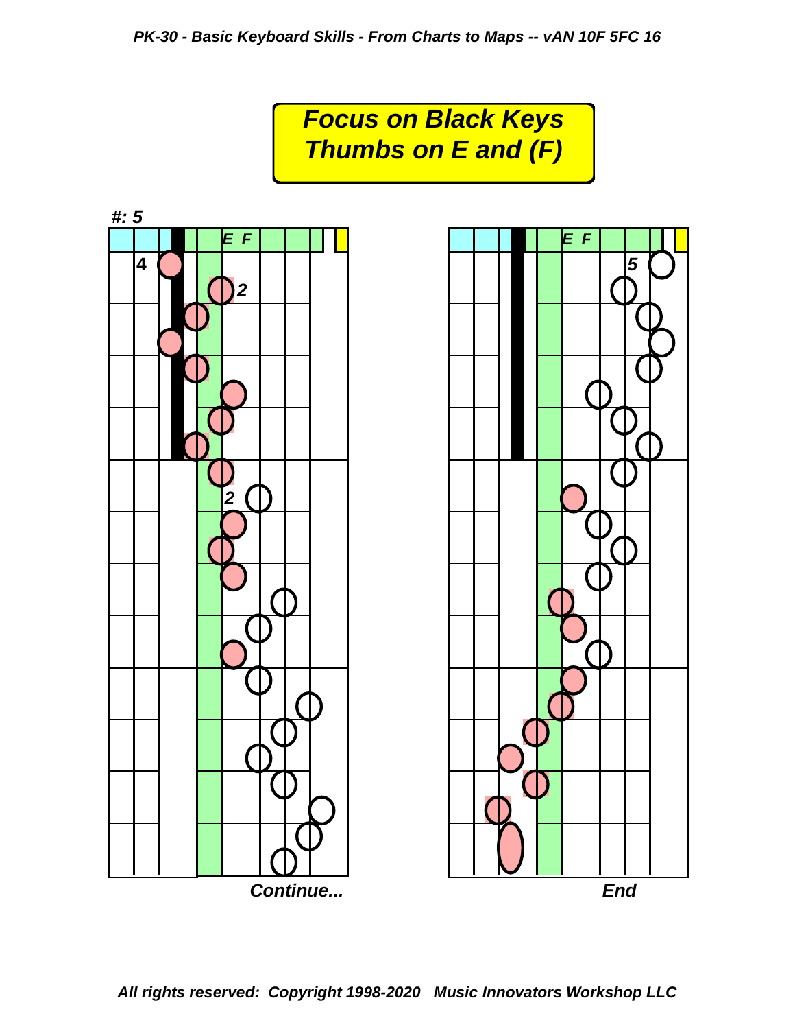# Focus on Black Keys
# Thumbs on E and (F)

#: 5

E F

4

2

2

*Continue...*

E F

5

*End*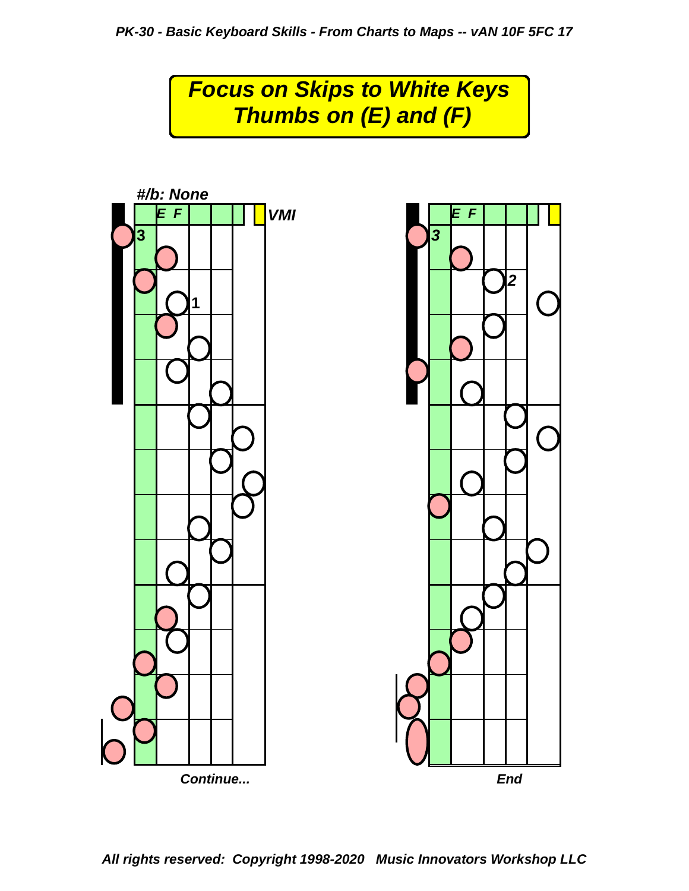# Focus on Skips to White Keys
## Thumbs on (E) and (F)

#/b: None

E F

VMI

3

1

Continue...

E F

3

2

End

All rights reserved: Copyright 1998-2020 Music Innovators Workshop LLC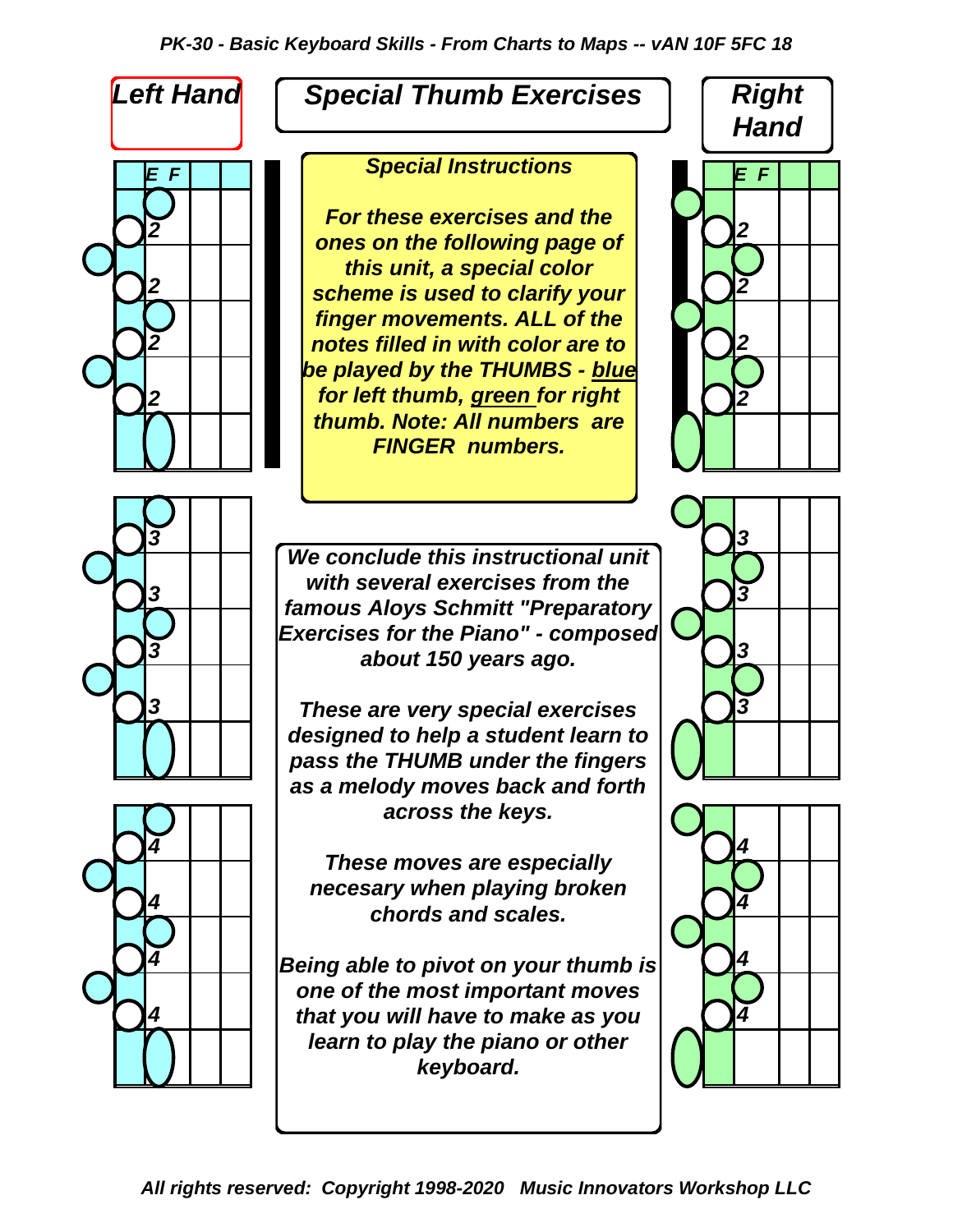# Special Thumb Exercises

**Left Hand**

**Right Hand**

### Special Instructions

***For these exercises and the ones on the following page of this unit, a special color scheme is used to clarify your finger movements. ALL of the notes filled in with color are to be played by the THUMBS - blue for left thumb, green for right thumb. Note: All numbers are FINGER numbers.***

***We conclude this instructional unit with several exercises from the famous Aloys Schmitt "Preparatory Exercises for the Piano" - composed about 150 years ago.***

***These are very special exercises designed to help a student learn to pass the THUMB under the fingers as a melody moves back and forth across the keys.***

***These moves are especially necesary when playing broken chords and scales.***

***Being able to pivot on your thumb is one of the most important moves that you will have to make as you learn to play the piano or other keyboard.***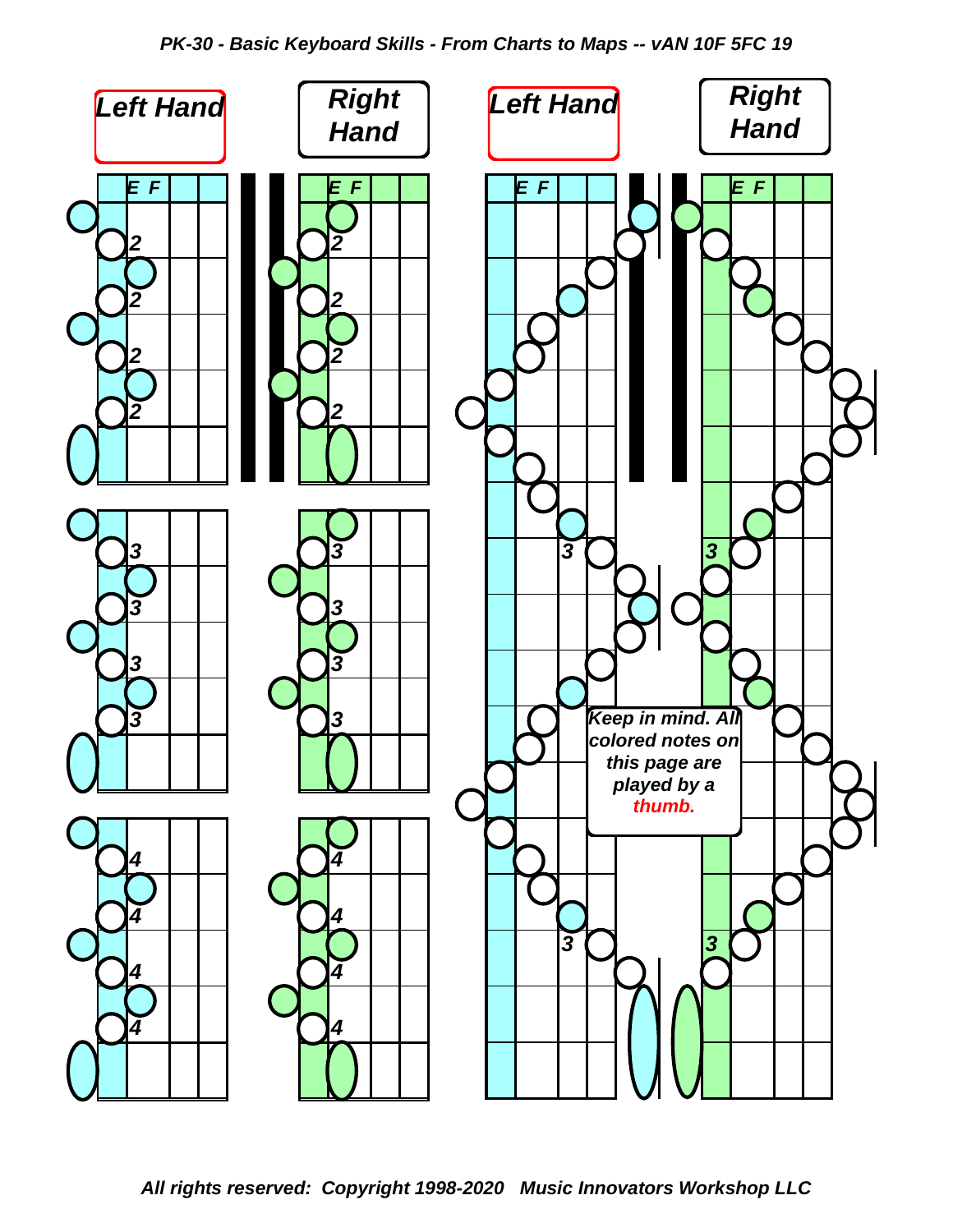Left Hand

Right Hand

Left Hand

Right Hand

E F

2

2

2

2

3

3

3

3

4

4

4

4

Keep in mind. All colored notes on this page are played by a **thumb.**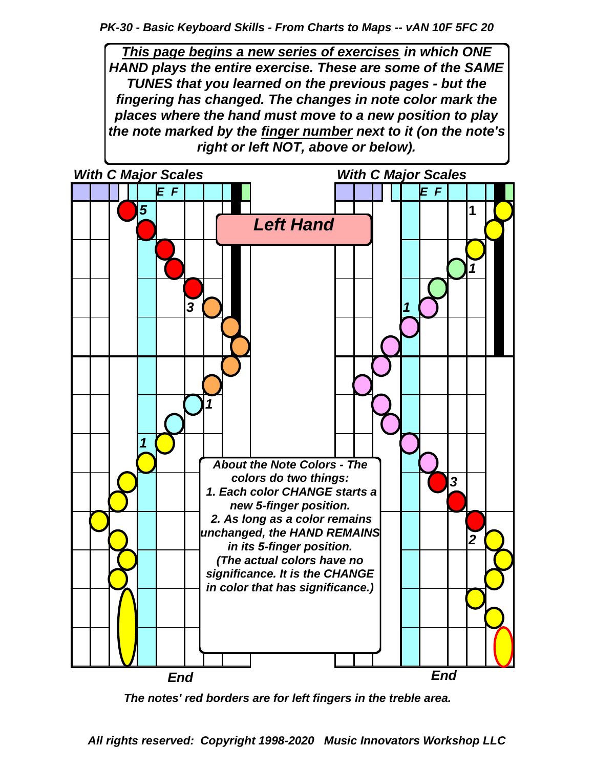*This page begins a new series of exercises in which ONE HAND plays the entire exercise. These are some of the SAME TUNES that you learned on the previous pages - but the fingering has changed. The changes in note color mark the places where the hand must move to a new position to play the note marked by the finger number next to it (on the note's right or left NOT, above or below).*

***With C Major Scales***

***With C Major Scales***

**Left Hand**

E F

E F

5

3

1

1

1

1

1

3

2

*End*

*End*

***About the Note Colors - The colors do two things:***
***1. Each color CHANGE starts a new 5-finger position.***
***2. As long as a color remains unchanged, the HAND REMAINS in its 5-finger position.***
***(The actual colors have no significance. It is the CHANGE in color that has significance.)***

*The notes' red borders are for left fingers in the treble area.*

*All rights reserved: Copyright 1998-2020 Music Innovators Workshop LLC*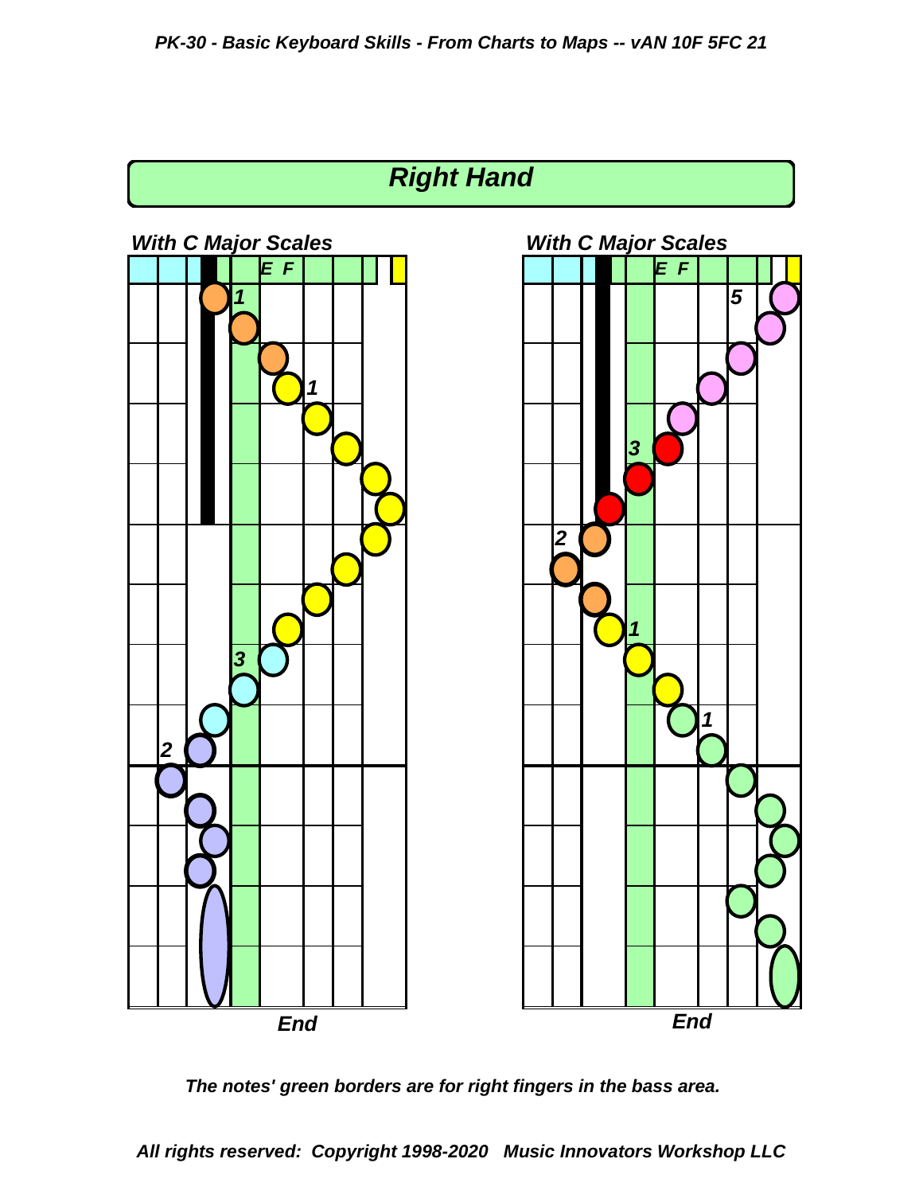## Right Hand

**With C Major Scales**

E F

1
1
3
2

*End*

**With C Major Scales**

E F

5
3
2
1
1

*End*

*The notes' green borders are for right fingers in the bass area.*

*All rights reserved: Copyright 1998-2020 Music Innovators Workshop LLC*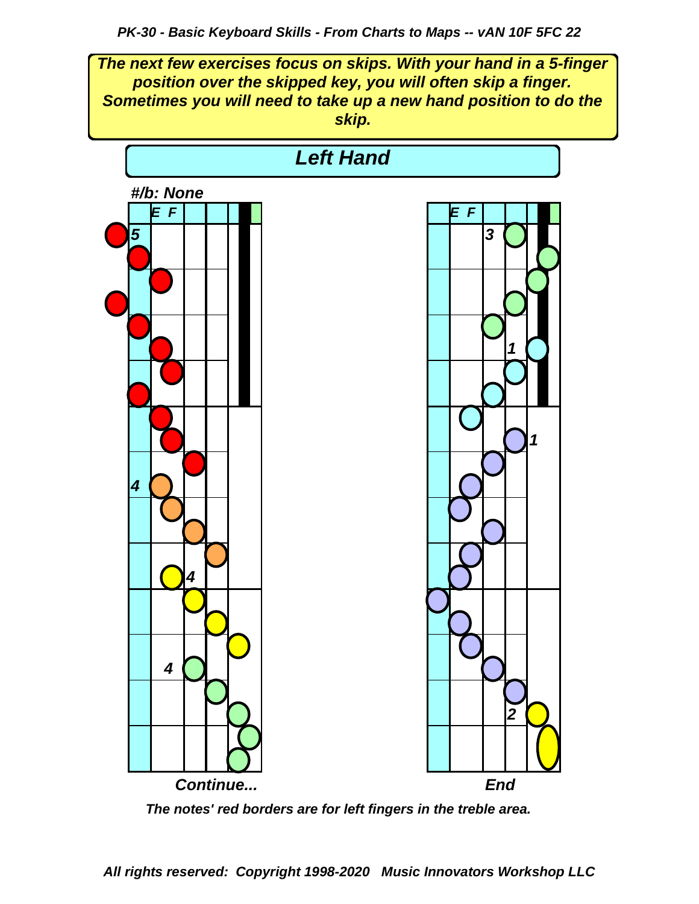*The next few exercises focus on skips. With your hand in a 5-finger position over the skipped key, you will often skip a finger. Sometimes you will need to take up a new hand position to do the skip.*

## *Left Hand*

***#/b: None***

E F

5

4

4

4

*Continue...*

E F

3

1

1

2

*End*

*The notes' red borders are for left fingers in the treble area.*

*All rights reserved: Copyright 1998-2020 Music Innovators Workshop LLC*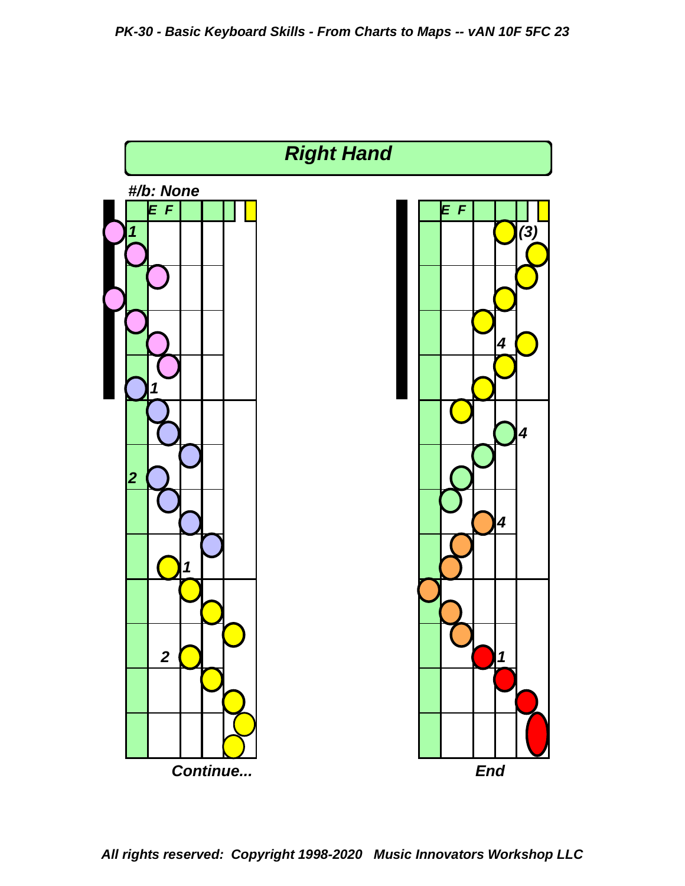## Right Hand

#/b: None

E F

1

1

2

1

2

Continue...

E F

(3)

4

4

4

1

End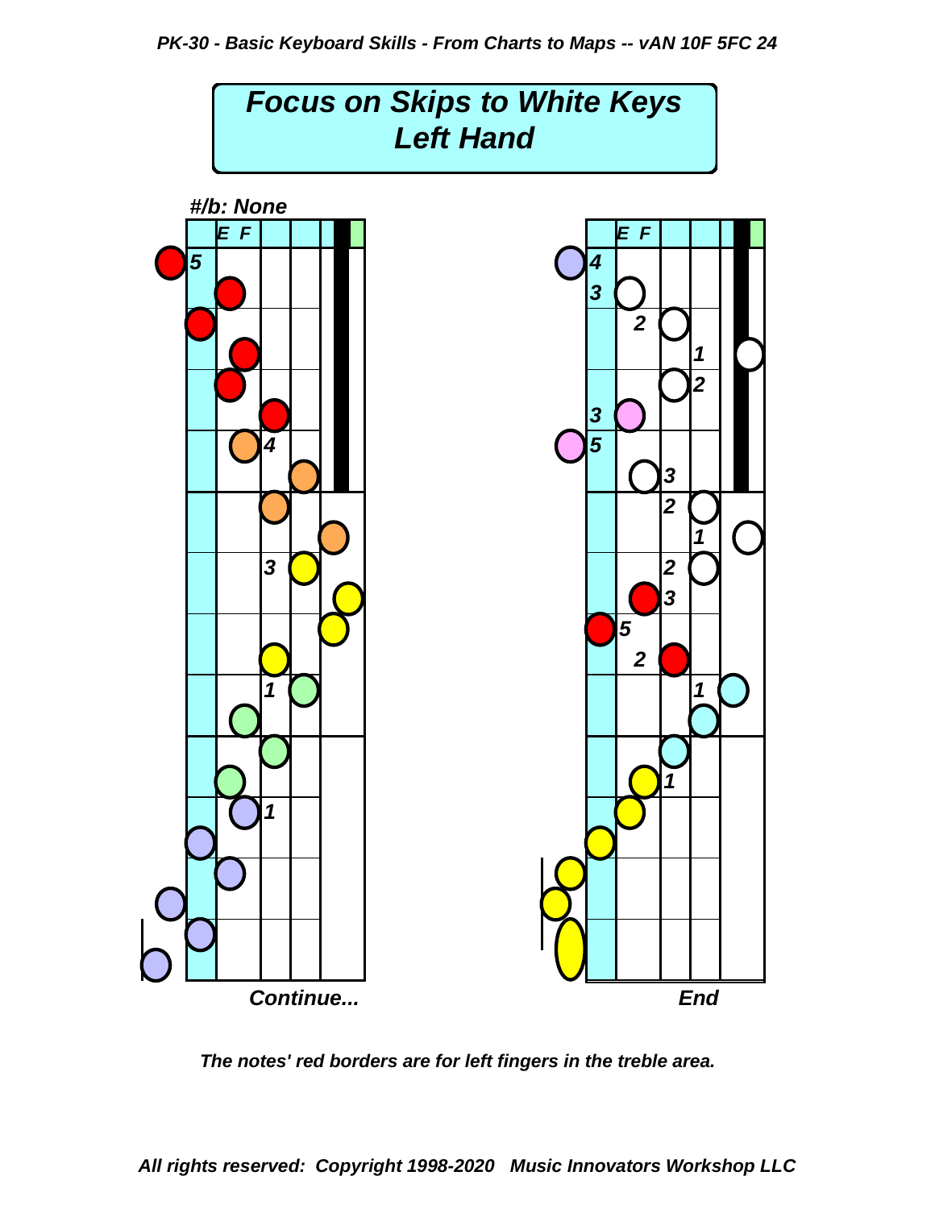# Focus on Skips to White Keys
## Left Hand

#/b: None

Continue...

End

*The notes' red borders are for left fingers in the treble area.*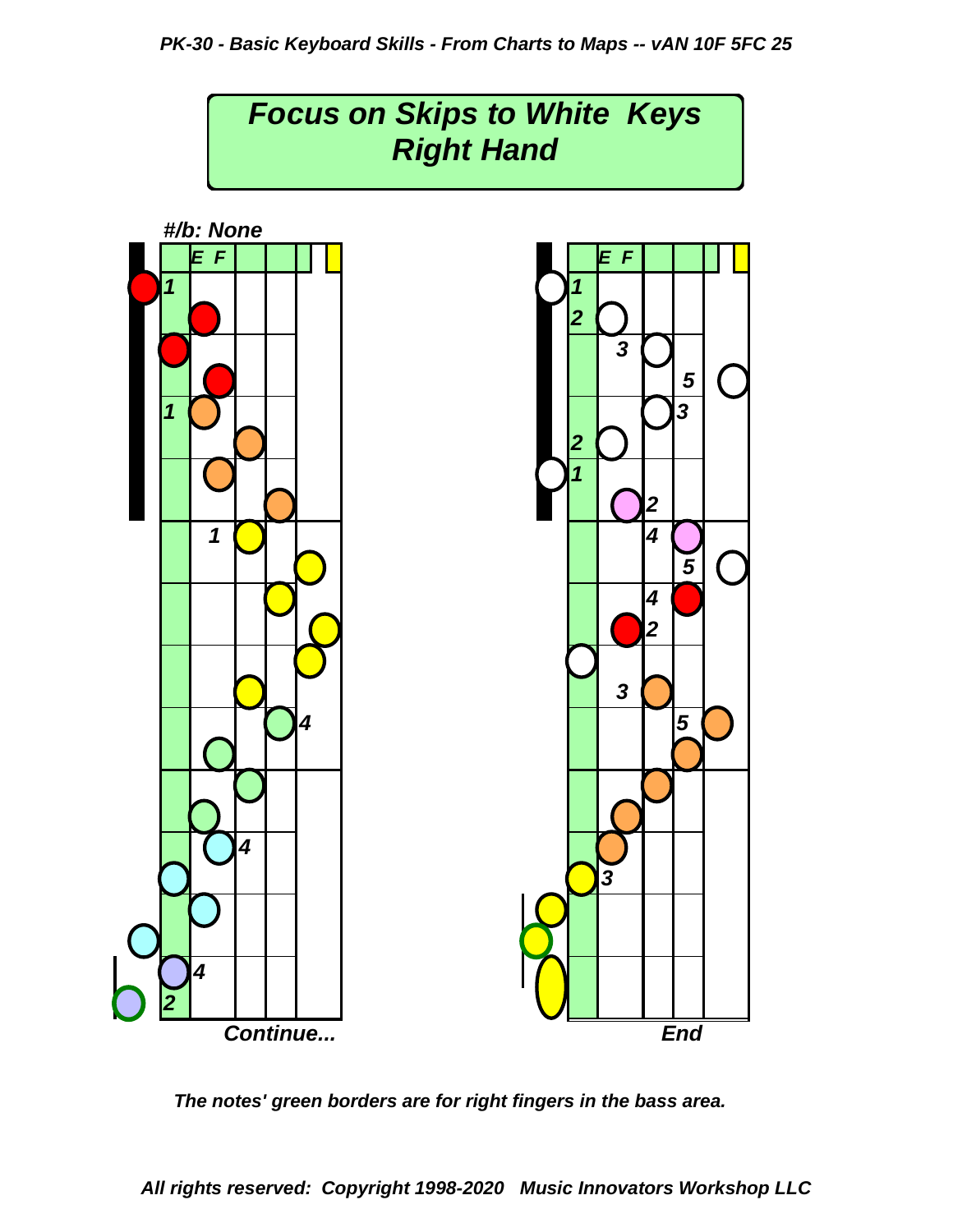# Focus on Skips to White Keys
## Right Hand

*#/b: None*

*Continue...*

*End*

*The notes' green borders are for right fingers in the bass area.*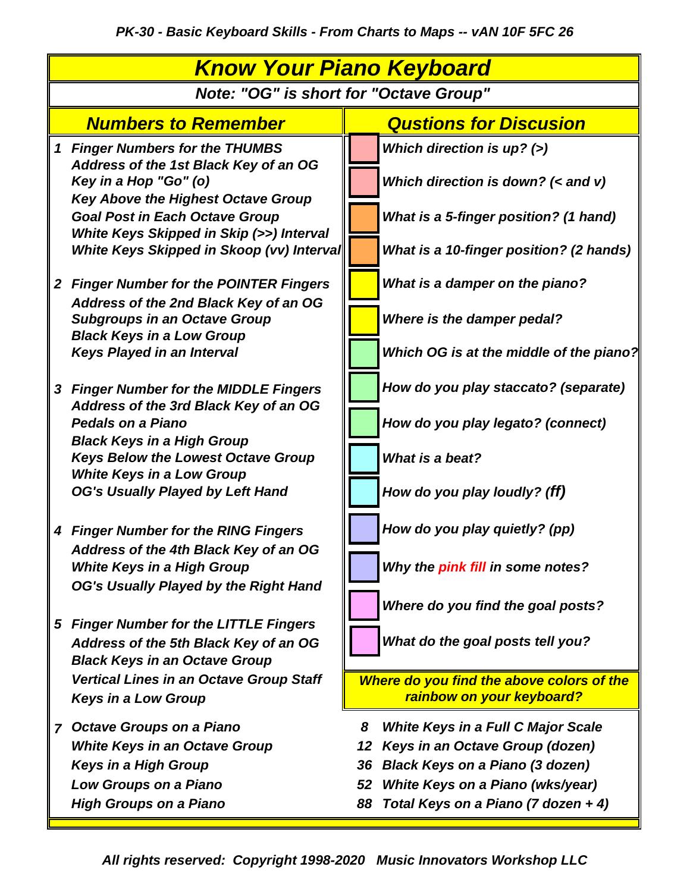# Know Your Piano Keyboard

**Note: "OG" is short for "Octave Group"**

## Numbers to Remember

**1**
- Finger Numbers for the THUMBS
- Address of the 1st Black Key of an OG
- Key in a Hop "Go" (o)
- Key Above the Highest Octave Group
- Goal Post in Each Octave Group
- White Keys Skipped in Skip (>>) Interval
- White Keys Skipped in Skoop (vv) Interval

**2**
- Finger Number for the POINTER Fingers
- Address of the 2nd Black Key of an OG
- Subgroups in an Octave Group
- Black Keys in a Low Group
- Keys Played in an Interval

**3**
- Finger Number for the MIDDLE Fingers
- Address of the 3rd Black Key of an OG
- Pedals on a Piano
- Black Keys in a High Group
- Keys Below the Lowest Octave Group
- White Keys in a Low Group
- OG's Usually Played by Left Hand

**4**
- Finger Number for the RING Fingers
- Address of the 4th Black Key of an OG
- White Keys in a High Group
- OG's Usually Played by the Right Hand

**5**
- Finger Number for the LITTLE Fingers
- Address of the 5th Black Key of an OG
- Black Keys in an Octave Group
- Vertical Lines in an Octave Group Staff
- Keys in a Low Group

**7**
- Octave Groups on a Piano
- White Keys in an Octave Group
- Keys in a High Group
- Low Groups on a Piano
- High Groups on a Piano

**8** White Keys in a Full C Major Scale

**12** Keys in an Octave Group (dozen)

**36** Black Keys on a Piano (3 dozen)

**52** White Keys on a Piano (wks/year)

**88** Total Keys on a Piano (7 dozen + 4)

## Qustions for Discusion

- Which direction is up? (>)
- Which direction is down? (< and v)
- What is a 5-finger position? (1 hand)
- What is a 10-finger position? (2 hands)
- What is a damper on the piano?
- Where is the damper pedal?
- Which OG is at the middle of the piano?
- How do you play staccato? (separate)
- How do you play legato? (connect)
- What is a beat?
- How do you play loudly? (ff)
- How do you play quietly? (pp)
- Why the pink fill in some notes?
- Where do you find the goal posts?
- What do the goal posts tell you?

**Where do you find the above colors of the rainbow on your keyboard?**

All rights reserved: Copyright 1998-2020 Music Innovators Workshop LLC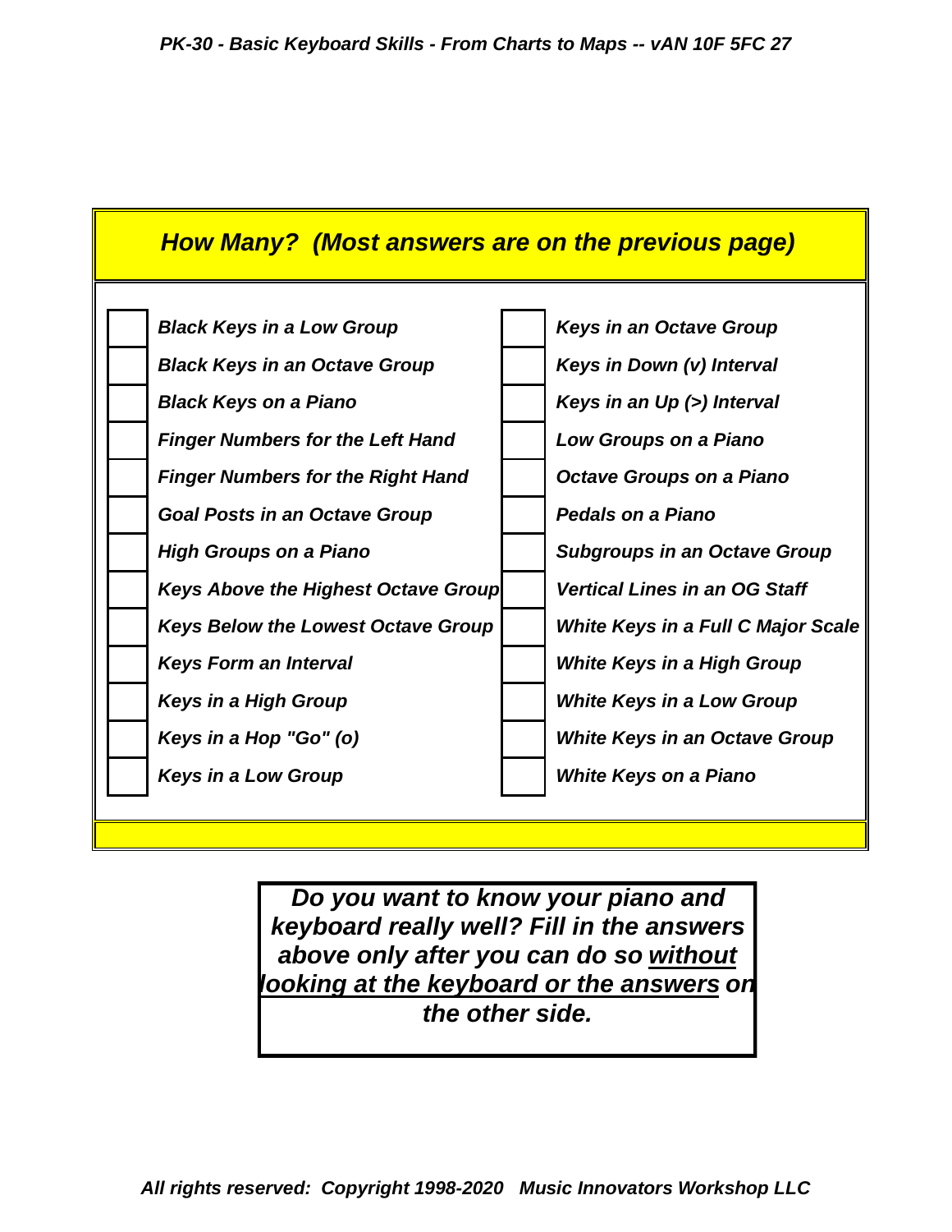## *How Many? (Most answers are on the previous page)*

| | | | |
|---|---|---|---|
| | *Black Keys in a Low Group* | | *Keys in an Octave Group* |
| | *Black Keys in an Octave Group* | | *Keys in Down (v) Interval* |
| | *Black Keys on a Piano* | | *Keys in an Up (>) Interval* |
| | *Finger Numbers for the Left Hand* | | *Low Groups on a Piano* |
| | *Finger Numbers for the Right Hand* | | *Octave Groups on a Piano* |
| | *Goal Posts in an Octave Group* | | *Pedals on a Piano* |
| | *High Groups on a Piano* | | *Subgroups in an Octave Group* |
| | *Keys Above the Highest Octave Group* | | *Vertical Lines in an OG Staff* |
| | *Keys Below the Lowest Octave Group* | | *White Keys in a Full C Major Scale* |
| | *Keys Form an Interval* | | *White Keys in a High Group* |
| | *Keys in a High Group* | | *White Keys in a Low Group* |
| | *Keys in a Hop "Go" (o)* | | *White Keys in an Octave Group* |
| | *Keys in a Low Group* | | *White Keys on a Piano* |

***Do you want to know your piano and keyboard really well? Fill in the answers above only after you can do so <u>without looking at the keyboard or the answers</u> on the other side.***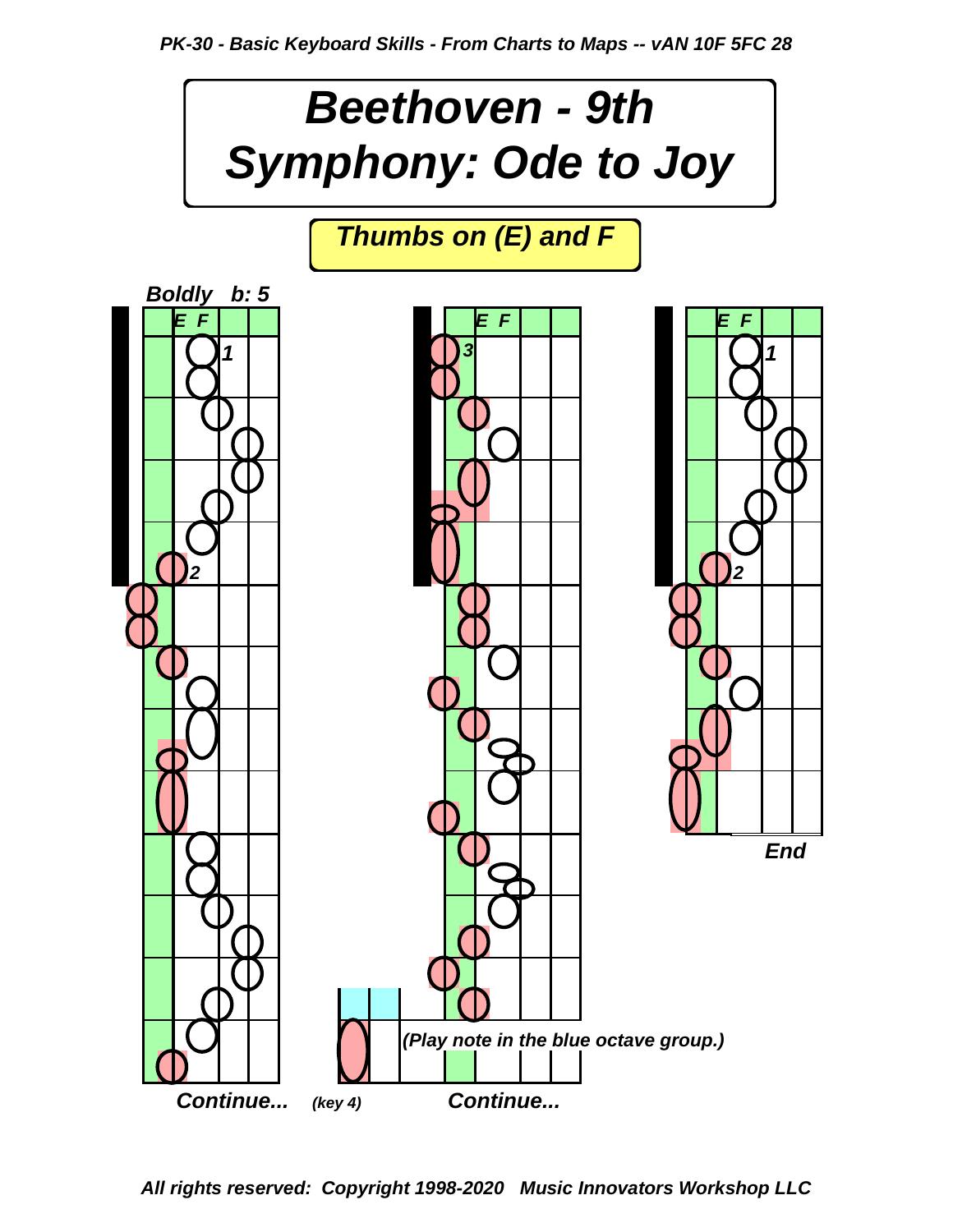# Beethoven - 9th Symphony: Ode to Joy

**Thumbs on (E) and F**

*Boldly b: 5*

E F

1

2

3

(Play note in the blue octave group.)

*Continue...*

*(key 4)*

*Continue...*

*End*

*All rights reserved: Copyright 1998-2020 Music Innovators Workshop LLC*